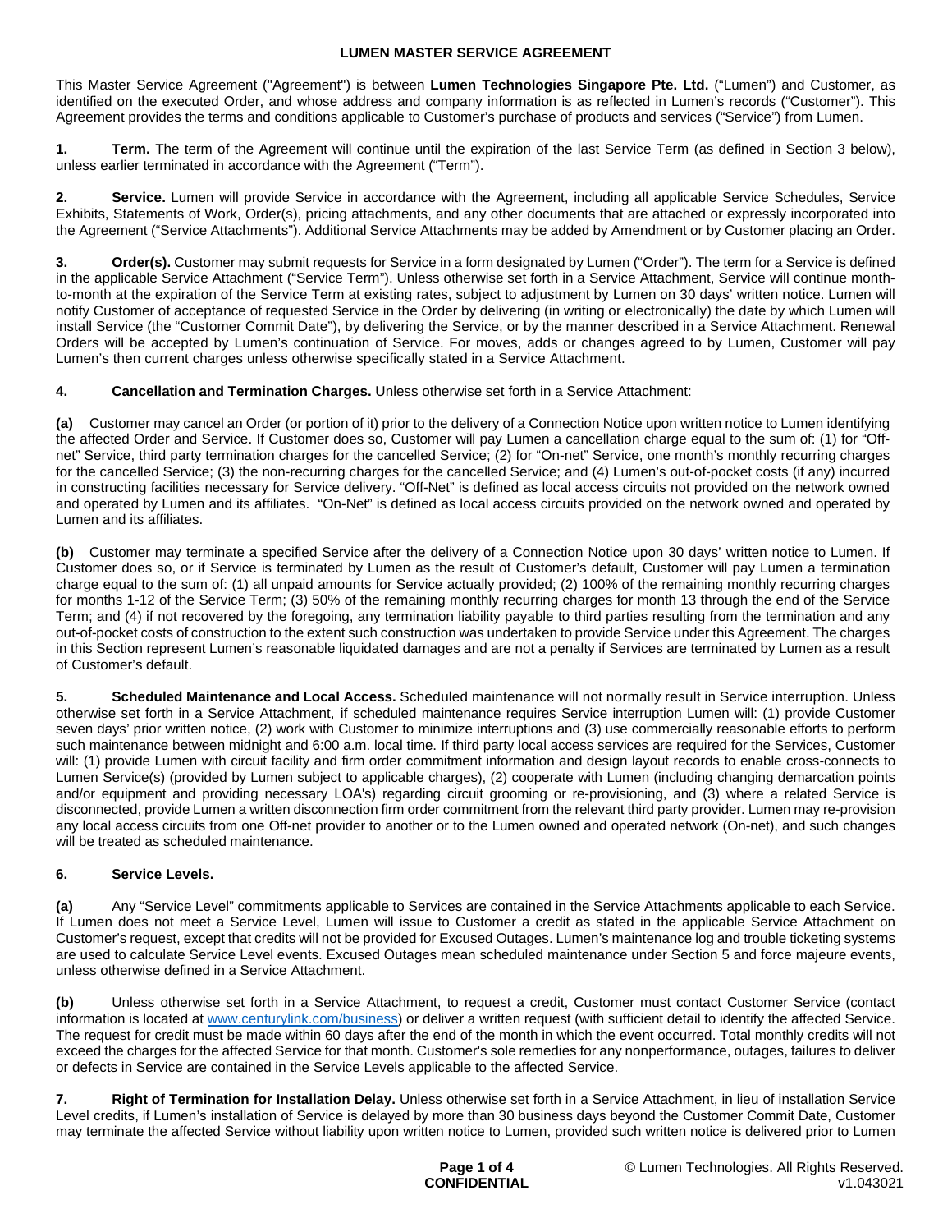# LUMEN MASTER SERVICE AGREEMENT

This Master Service Agreement ("Agreement") is between **Lumen Technologies Singapore Pte. Ltd.** ("Lumen") and Customer, as identified on the executed Order, and whose address and company information is as reflected in Lumen's records ("Customer"). This Agreement provides the terms and conditions applicable to Customer's purchase of products and services ("Service") from Lumen.

**1. Term.** The term of the Agreement will continue until the expiration of the last Service Term (as defined in Section 3 below), unless earlier terminated in accordance with the Agreement ("Term").

**2. Service.** Lumen will provide Service in accordance with the Agreement, including all applicable Service Schedules, Service Exhibits, Statements of Work, Order(s), pricing attachments, and any other documents that are attached or expressly incorporated into the Agreement ("Service Attachments"). Additional Service Attachments may be added by Amendment or by Customer placing an Order.

**3. Order(s).** Customer may submit requests for Service in a form designated by Lumen ("Order"). The term for a Service is defined in the applicable Service Attachment ("Service Term"). Unless otherwise set forth in a Service Attachment, Service will continue month-to-month at the expiration of the Service Term at existing rates, subject to adjustment by Lumen on 30 days' written notice. Lumen will notify Customer of acceptance of requested Service in the Order by delivering (in writing or electronically) the date by which Lumen will install Service (the "Customer Commit Date"), by delivering the Service, or by the manner described in a Service Attachment. Renewal Orders will be accepted by Lumen's continuation of Service. For moves, adds or changes agreed to by Lumen, Customer will pay Lumen's then current charges unless otherwise specifically stated in a Service Attachment.

**4. Cancellation and Termination Charges.** Unless otherwise set forth in a Service Attachment:

**(a)** Customer may cancel an Order (or portion of it) prior to the delivery of a Connection Notice upon written notice to Lumen identifying the affected Order and Service. If Customer does so, Customer will pay Lumen a cancellation charge equal to the sum of: (1) for "Off-net" Service, third party termination charges for the cancelled Service; (2) for "On-net" Service, one month's monthly recurring charges for the cancelled Service; (3) the non-recurring charges for the cancelled Service; and (4) Lumen's out-of-pocket costs (if any) incurred in constructing facilities necessary for Service delivery. "Off-Net" is defined as local access circuits not provided on the network owned and operated by Lumen and its affiliates. "On-Net" is defined as local access circuits provided on the network owned and operated by Lumen and its affiliates.

**(b)** Customer may terminate a specified Service after the delivery of a Connection Notice upon 30 days' written notice to Lumen. If Customer does so, or if Service is terminated by Lumen as the result of Customer's default, Customer will pay Lumen a termination charge equal to the sum of: (1) all unpaid amounts for Service actually provided; (2) 100% of the remaining monthly recurring charges for months 1-12 of the Service Term; (3) 50% of the remaining monthly recurring charges for month 13 through the end of the Service Term; and (4) if not recovered by the foregoing, any termination liability payable to third parties resulting from the termination and any out-of-pocket costs of construction to the extent such construction was undertaken to provide Service under this Agreement. The charges in this Section represent Lumen's reasonable liquidated damages and are not a penalty if Services are terminated by Lumen as a result of Customer's default.

**5. Scheduled Maintenance and Local Access.** Scheduled maintenance will not normally result in Service interruption. Unless otherwise set forth in a Service Attachment, if scheduled maintenance requires Service interruption Lumen will: (1) provide Customer seven days' prior written notice, (2) work with Customer to minimize interruptions and (3) use commercially reasonable efforts to perform such maintenance between midnight and 6:00 a.m. local time. If third party local access services are required for the Services, Customer will: (1) provide Lumen with circuit facility and firm order commitment information and design layout records to enable cross-connects to Lumen Service(s) (provided by Lumen subject to applicable charges), (2) cooperate with Lumen (including changing demarcation points and/or equipment and providing necessary LOA's) regarding circuit grooming or re-provisioning, and (3) where a related Service is disconnected, provide Lumen a written disconnection firm order commitment from the relevant third party provider. Lumen may re-provision any local access circuits from one Off-net provider to another or to the Lumen owned and operated network (On-net), and such changes will be treated as scheduled maintenance.

**6. Service Levels.**

**(a)** Any "Service Level" commitments applicable to Services are contained in the Service Attachments applicable to each Service. If Lumen does not meet a Service Level, Lumen will issue to Customer a credit as stated in the applicable Service Attachment on Customer's request, except that credits will not be provided for Excused Outages. Lumen's maintenance log and trouble ticketing systems are used to calculate Service Level events. Excused Outages mean scheduled maintenance under Section 5 and force majeure events, unless otherwise defined in a Service Attachment.

**(b)** Unless otherwise set forth in a Service Attachment, to request a credit, Customer must contact Customer Service (contact information is located at www.centurylink.com/business) or deliver a written request (with sufficient detail to identify the affected Service. The request for credit must be made within 60 days after the end of the month in which the event occurred. Total monthly credits will not exceed the charges for the affected Service for that month. Customer's sole remedies for any nonperformance, outages, failures to deliver or defects in Service are contained in the Service Levels applicable to the affected Service.

**7. Right of Termination for Installation Delay.** Unless otherwise set forth in a Service Attachment, in lieu of installation Service Level credits, if Lumen's installation of Service is delayed by more than 30 business days beyond the Customer Commit Date, Customer may terminate the affected Service without liability upon written notice to Lumen, provided such written notice is delivered prior to Lumen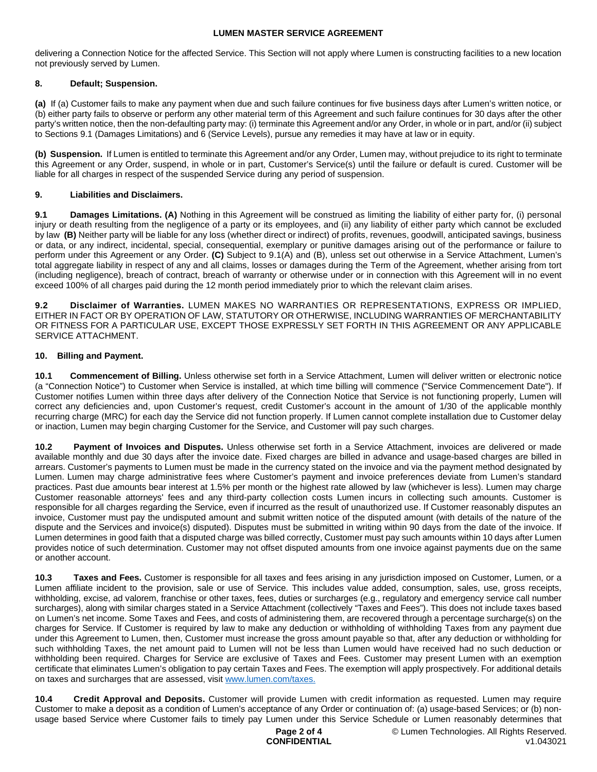delivering a Connection Notice for the affected Service. This Section will not apply where Lumen is constructing facilities to a new location not previously served by Lumen.

## 8. Default; Suspension.

**(a)** If (a) Customer fails to make any payment when due and such failure continues for five business days after Lumen's written notice, or (b) either party fails to observe or perform any other material term of this Agreement and such failure continues for 30 days after the other party's written notice, then the non-defaulting party may: (i) terminate this Agreement and/or any Order, in whole or in part, and/or (ii) subject to Sections 9.1 (Damages Limitations) and 6 (Service Levels), pursue any remedies it may have at law or in equity.

**(b) Suspension.** If Lumen is entitled to terminate this Agreement and/or any Order, Lumen may, without prejudice to its right to terminate this Agreement or any Order, suspend, in whole or in part, Customer's Service(s) until the failure or default is cured. Customer will be liable for all charges in respect of the suspended Service during any period of suspension.

## 9. Liabilities and Disclaimers.

**9.1 Damages Limitations. (A)** Nothing in this Agreement will be construed as limiting the liability of either party for, (i) personal injury or death resulting from the negligence of a party or its employees, and (ii) any liability of either party which cannot be excluded by law **(B)** Neither party will be liable for any loss (whether direct or indirect) of profits, revenues, goodwill, anticipated savings, business or data, or any indirect, incidental, special, consequential, exemplary or punitive damages arising out of the performance or failure to perform under this Agreement or any Order. **(C)** Subject to 9.1(A) and (B), unless set out otherwise in a Service Attachment, Lumen's total aggregate liability in respect of any and all claims, losses or damages during the Term of the Agreement, whether arising from tort (including negligence), breach of contract, breach of warranty or otherwise under or in connection with this Agreement will in no event exceed 100% of all charges paid during the 12 month period immediately prior to which the relevant claim arises.

**9.2 Disclaimer of Warranties.** LUMEN MAKES NO WARRANTIES OR REPRESENTATIONS, EXPRESS OR IMPLIED, EITHER IN FACT OR BY OPERATION OF LAW, STATUTORY OR OTHERWISE, INCLUDING WARRANTIES OF MERCHANTABILITY OR FITNESS FOR A PARTICULAR USE, EXCEPT THOSE EXPRESSLY SET FORTH IN THIS AGREEMENT OR ANY APPLICABLE SERVICE ATTACHMENT.

## 10. Billing and Payment.

**10.1 Commencement of Billing.** Unless otherwise set forth in a Service Attachment, Lumen will deliver written or electronic notice (a "Connection Notice") to Customer when Service is installed, at which time billing will commence ("Service Commencement Date"). If Customer notifies Lumen within three days after delivery of the Connection Notice that Service is not functioning properly, Lumen will correct any deficiencies and, upon Customer's request, credit Customer's account in the amount of 1/30 of the applicable monthly recurring charge (MRC) for each day the Service did not function properly. If Lumen cannot complete installation due to Customer delay or inaction, Lumen may begin charging Customer for the Service, and Customer will pay such charges.

**10.2 Payment of Invoices and Disputes.** Unless otherwise set forth in a Service Attachment, invoices are delivered or made available monthly and due 30 days after the invoice date. Fixed charges are billed in advance and usage-based charges are billed in arrears. Customer's payments to Lumen must be made in the currency stated on the invoice and via the payment method designated by Lumen. Lumen may charge administrative fees where Customer's payment and invoice preferences deviate from Lumen's standard practices. Past due amounts bear interest at 1.5% per month or the highest rate allowed by law (whichever is less). Lumen may charge Customer reasonable attorneys' fees and any third-party collection costs Lumen incurs in collecting such amounts. Customer is responsible for all charges regarding the Service, even if incurred as the result of unauthorized use. If Customer reasonably disputes an invoice, Customer must pay the undisputed amount and submit written notice of the disputed amount (with details of the nature of the dispute and the Services and invoice(s) disputed). Disputes must be submitted in writing within 90 days from the date of the invoice. If Lumen determines in good faith that a disputed charge was billed correctly, Customer must pay such amounts within 10 days after Lumen provides notice of such determination. Customer may not offset disputed amounts from one invoice against payments due on the same or another account.

**10.3 Taxes and Fees.** Customer is responsible for all taxes and fees arising in any jurisdiction imposed on Customer, Lumen, or a Lumen affiliate incident to the provision, sale or use of Service. This includes value added, consumption, sales, use, gross receipts, withholding, excise, ad valorem, franchise or other taxes, fees, duties or surcharges (e.g., regulatory and emergency service call number surcharges), along with similar charges stated in a Service Attachment (collectively "Taxes and Fees"). This does not include taxes based on Lumen's net income. Some Taxes and Fees, and costs of administering them, are recovered through a percentage surcharge(s) on the charges for Service. If Customer is required by law to make any deduction or withholding of withholding Taxes from any payment due under this Agreement to Lumen, then, Customer must increase the gross amount payable so that, after any deduction or withholding for such withholding Taxes, the net amount paid to Lumen will not be less than Lumen would have received had no such deduction or withholding been required. Charges for Service are exclusive of Taxes and Fees. Customer may present Lumen with an exemption certificate that eliminates Lumen's obligation to pay certain Taxes and Fees. The exemption will apply prospectively. For additional details on taxes and surcharges that are assessed, visit www.lumen.com/taxes.

**10.4 Credit Approval and Deposits.** Customer will provide Lumen with credit information as requested. Lumen may require Customer to make a deposit as a condition of Lumen's acceptance of any Order or continuation of: (a) usage-based Services; or (b) non-usage based Service where Customer fails to timely pay Lumen under this Service Schedule or Lumen reasonably determines that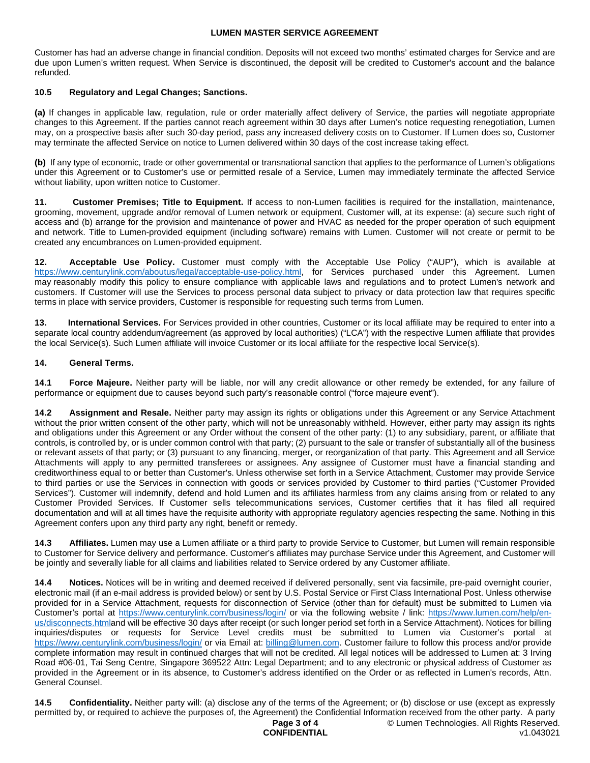Customer has had an adverse change in financial condition. Deposits will not exceed two months' estimated charges for Service and are due upon Lumen's written request. When Service is discontinued, the deposit will be credited to Customer's account and the balance refunded.

**10.5 Regulatory and Legal Changes; Sanctions.**

**(a)** If changes in applicable law, regulation, rule or order materially affect delivery of Service, the parties will negotiate appropriate changes to this Agreement. If the parties cannot reach agreement within 30 days after Lumen's notice requesting renegotiation, Lumen may, on a prospective basis after such 30-day period, pass any increased delivery costs on to Customer. If Lumen does so, Customer may terminate the affected Service on notice to Lumen delivered within 30 days of the cost increase taking effect.

**(b)** If any type of economic, trade or other governmental or transnational sanction that applies to the performance of Lumen's obligations under this Agreement or to Customer's use or permitted resale of a Service, Lumen may immediately terminate the affected Service without liability, upon written notice to Customer.

**11. Customer Premises; Title to Equipment.** If access to non-Lumen facilities is required for the installation, maintenance, grooming, movement, upgrade and/or removal of Lumen network or equipment, Customer will, at its expense: (a) secure such right of access and (b) arrange for the provision and maintenance of power and HVAC as needed for the proper operation of such equipment and network. Title to Lumen-provided equipment (including software) remains with Lumen. Customer will not create or permit to be created any encumbrances on Lumen-provided equipment.

**12. Acceptable Use Policy.** Customer must comply with the Acceptable Use Policy ("AUP"), which is available at https://www.centurylink.com/aboutus/legal/acceptable-use-policy.html, for Services purchased under this Agreement. Lumen may reasonably modify this policy to ensure compliance with applicable laws and regulations and to protect Lumen's network and customers. If Customer will use the Services to process personal data subject to privacy or data protection law that requires specific terms in place with service providers, Customer is responsible for requesting such terms from Lumen.

**13. International Services.** For Services provided in other countries, Customer or its local affiliate may be required to enter into a separate local country addendum/agreement (as approved by local authorities) ("LCA") with the respective Lumen affiliate that provides the local Service(s). Such Lumen affiliate will invoice Customer or its local affiliate for the respective local Service(s).

**14. General Terms.**

**14.1 Force Majeure.** Neither party will be liable, nor will any credit allowance or other remedy be extended, for any failure of performance or equipment due to causes beyond such party's reasonable control ("force majeure event").

**14.2 Assignment and Resale.** Neither party may assign its rights or obligations under this Agreement or any Service Attachment without the prior written consent of the other party, which will not be unreasonably withheld. However, either party may assign its rights and obligations under this Agreement or any Order without the consent of the other party: (1) to any subsidiary, parent, or affiliate that controls, is controlled by, or is under common control with that party; (2) pursuant to the sale or transfer of substantially all of the business or relevant assets of that party; or (3) pursuant to any financing, merger, or reorganization of that party. This Agreement and all Service Attachments will apply to any permitted transferees or assignees. Any assignee of Customer must have a financial standing and creditworthiness equal to or better than Customer's. Unless otherwise set forth in a Service Attachment, Customer may provide Service to third parties or use the Services in connection with goods or services provided by Customer to third parties ("Customer Provided Services"). Customer will indemnify, defend and hold Lumen and its affiliates harmless from any claims arising from or related to any Customer Provided Services. If Customer sells telecommunications services, Customer certifies that it has filed all required documentation and will at all times have the requisite authority with appropriate regulatory agencies respecting the same. Nothing in this Agreement confers upon any third party any right, benefit or remedy.

**14.3 Affiliates.** Lumen may use a Lumen affiliate or a third party to provide Service to Customer, but Lumen will remain responsible to Customer for Service delivery and performance. Customer's affiliates may purchase Service under this Agreement, and Customer will be jointly and severally liable for all claims and liabilities related to Service ordered by any Customer affiliate.

**14.4 Notices.** Notices will be in writing and deemed received if delivered personally, sent via facsimile, pre-paid overnight courier, electronic mail (if an e-mail address is provided below) or sent by U.S. Postal Service or First Class International Post. Unless otherwise provided for in a Service Attachment, requests for disconnection of Service (other than for default) must be submitted to Lumen via Customer's portal at https://www.centurylink.com/business/login/ or via the following website / link: https://www.lumen.com/help/en-us/disconnects.htmland will be effective 30 days after receipt (or such longer period set forth in a Service Attachment). Notices for billing inquiries/disputes or requests for Service Level credits must be submitted to Lumen via Customer's portal at https://www.centurylink.com/business/login/ or via Email at: billing@lumen.com. Customer failure to follow this process and/or provide complete information may result in continued charges that will not be credited. All legal notices will be addressed to Lumen at: 3 Irving Road #06-01, Tai Seng Centre, Singapore 369522 Attn: Legal Department; and to any electronic or physical address of Customer as provided in the Agreement or in its absence, to Customer's address identified on the Order or as reflected in Lumen's records, Attn. General Counsel.

**14.5 Confidentiality.** Neither party will: (a) disclose any of the terms of the Agreement; or (b) disclose or use (except as expressly permitted by, or required to achieve the purposes of, the Agreement) the Confidential Information received from the other party. A party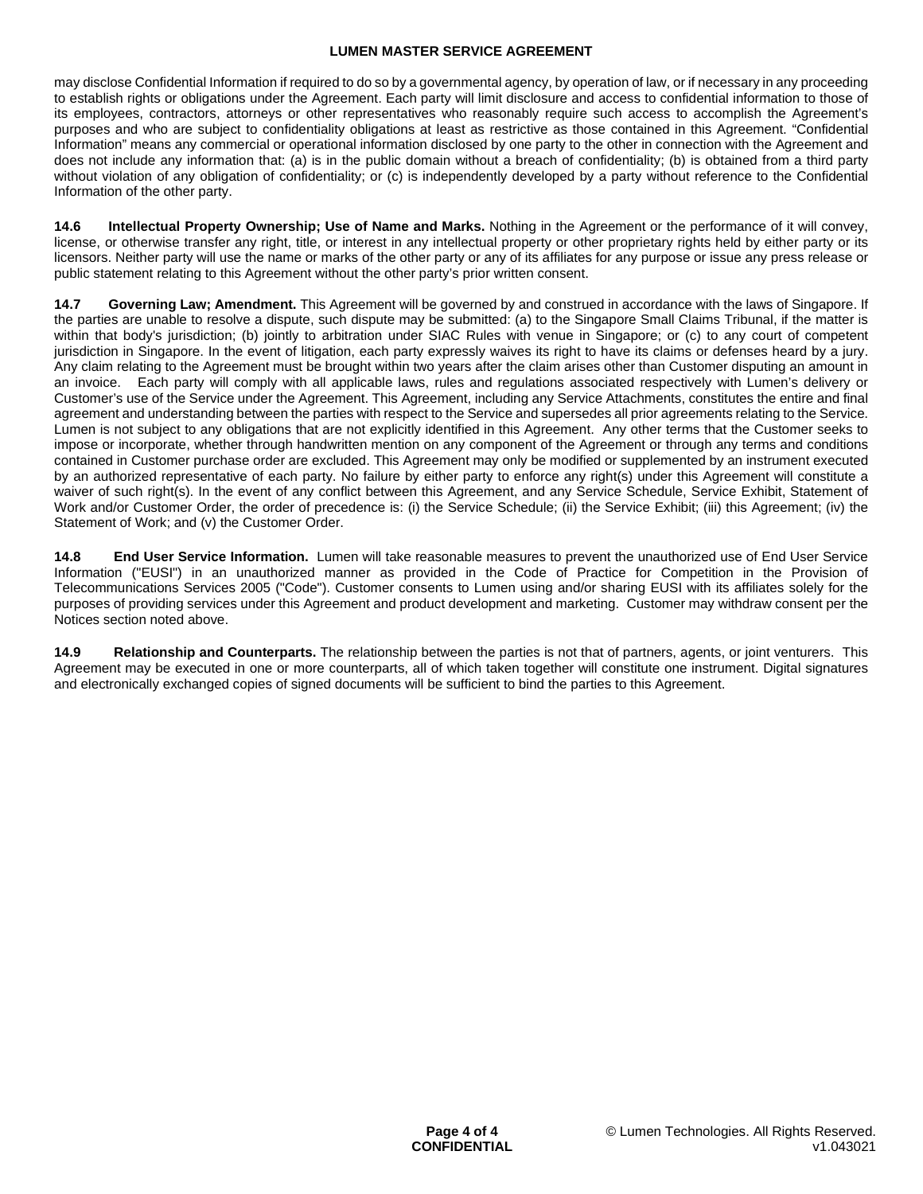may disclose Confidential Information if required to do so by a governmental agency, by operation of law, or if necessary in any proceeding to establish rights or obligations under the Agreement. Each party will limit disclosure and access to confidential information to those of its employees, contractors, attorneys or other representatives who reasonably require such access to accomplish the Agreement's purposes and who are subject to confidentiality obligations at least as restrictive as those contained in this Agreement. "Confidential Information" means any commercial or operational information disclosed by one party to the other in connection with the Agreement and does not include any information that: (a) is in the public domain without a breach of confidentiality; (b) is obtained from a third party without violation of any obligation of confidentiality; or (c) is independently developed by a party without reference to the Confidential Information of the other party.

**14.6 Intellectual Property Ownership; Use of Name and Marks.** Nothing in the Agreement or the performance of it will convey, license, or otherwise transfer any right, title, or interest in any intellectual property or other proprietary rights held by either party or its licensors. Neither party will use the name or marks of the other party or any of its affiliates for any purpose or issue any press release or public statement relating to this Agreement without the other party's prior written consent.

**14.7 Governing Law; Amendment.** This Agreement will be governed by and construed in accordance with the laws of Singapore. If the parties are unable to resolve a dispute, such dispute may be submitted: (a) to the Singapore Small Claims Tribunal, if the matter is within that body's jurisdiction; (b) jointly to arbitration under SIAC Rules with venue in Singapore; or (c) to any court of competent jurisdiction in Singapore. In the event of litigation, each party expressly waives its right to have its claims or defenses heard by a jury. Any claim relating to the Agreement must be brought within two years after the claim arises other than Customer disputing an amount in an invoice. Each party will comply with all applicable laws, rules and regulations associated respectively with Lumen's delivery or Customer's use of the Service under the Agreement. This Agreement, including any Service Attachments, constitutes the entire and final agreement and understanding between the parties with respect to the Service and supersedes all prior agreements relating to the Service. Lumen is not subject to any obligations that are not explicitly identified in this Agreement. Any other terms that the Customer seeks to impose or incorporate, whether through handwritten mention on any component of the Agreement or through any terms and conditions contained in Customer purchase order are excluded. This Agreement may only be modified or supplemented by an instrument executed by an authorized representative of each party. No failure by either party to enforce any right(s) under this Agreement will constitute a waiver of such right(s). In the event of any conflict between this Agreement, and any Service Schedule, Service Exhibit, Statement of Work and/or Customer Order, the order of precedence is: (i) the Service Schedule; (ii) the Service Exhibit; (iii) this Agreement; (iv) the Statement of Work; and (v) the Customer Order.

**14.8 End User Service Information.** Lumen will take reasonable measures to prevent the unauthorized use of End User Service Information ("EUSI") in an unauthorized manner as provided in the Code of Practice for Competition in the Provision of Telecommunications Services 2005 ("Code"). Customer consents to Lumen using and/or sharing EUSI with its affiliates solely for the purposes of providing services under this Agreement and product development and marketing. Customer may withdraw consent per the Notices section noted above.

**14.9 Relationship and Counterparts.** The relationship between the parties is not that of partners, agents, or joint venturers. This Agreement may be executed in one or more counterparts, all of which taken together will constitute one instrument. Digital signatures and electronically exchanged copies of signed documents will be sufficient to bind the parties to this Agreement.